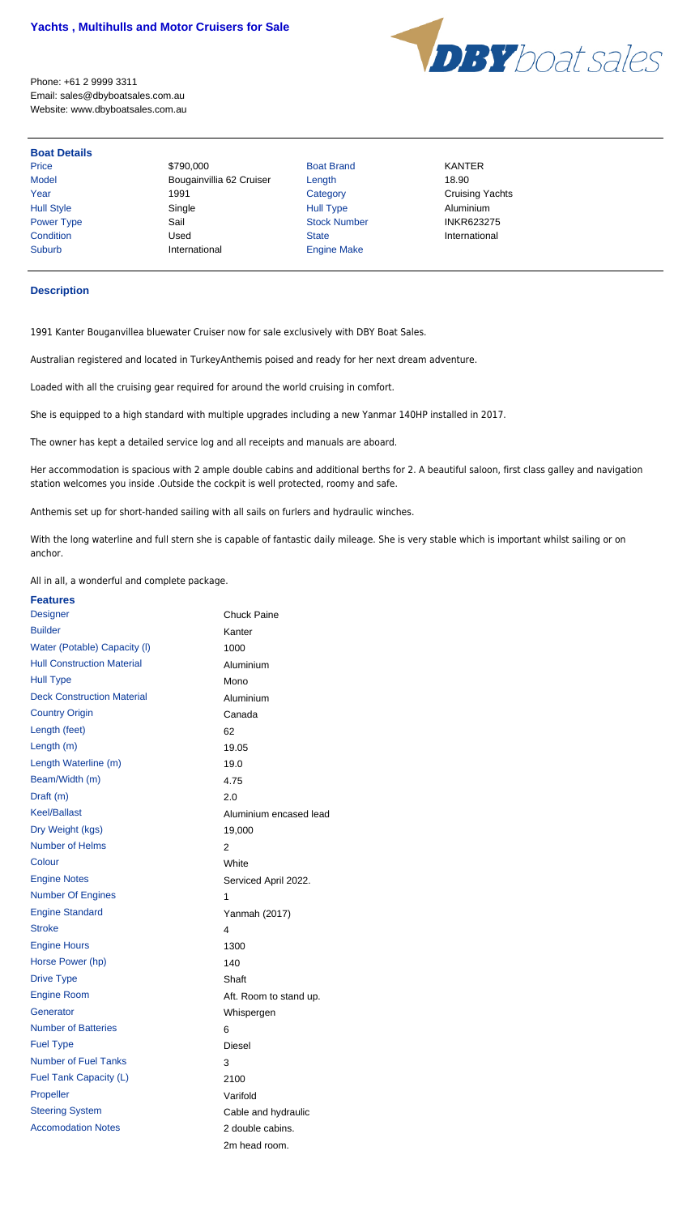## Yachts , Multihulls and Motor Cruisers for Sale

Phone: +61 2 9999 3311
Email: sales@dbyboatsales.com.au
Website: www.dbyboatsales.com.au

DBY boat sales

### Boat Details

| | | | |
|---|---|---|---|
| Price | $790,000 | Boat Brand | KANTER |
| Model | Bougainvillia 62 Cruiser | Length | 18.90 |
| Year | 1991 | Category | Cruising Yachts |
| Hull Style | Single | Hull Type | Aluminium |
| Power Type | Sail | Stock Number | INKR623275 |
| Condition | Used | State | International |
| Suburb | International | Engine Make | |

### Description

1991 Kanter Bouganvillea bluewater Cruiser now for sale exclusively with DBY Boat Sales.

Australian registered and located in TurkeyAnthemis poised and ready for her next dream adventure.

Loaded with all the cruising gear required for around the world cruising in comfort.

She is equipped to a high standard with multiple upgrades including a new Yanmar 140HP installed in 2017.

The owner has kept a detailed service log and all receipts and manuals are aboard.

Her accommodation is spacious with 2 ample double cabins and additional berths for 2. A beautiful saloon, first class galley and navigation station welcomes you inside .Outside the cockpit is well protected, roomy and safe.

Anthemis set up for short-handed sailing with all sails on furlers and hydraulic winches.

With the long waterline and full stern she is capable of fantastic daily mileage. She is very stable which is important whilst sailing or on anchor.

All in all, a wonderful and complete package.

### Features

| | |
|---|---|
| Designer | Chuck Paine |
| Builder | Kanter |
| Water (Potable) Capacity (l) | 1000 |
| Hull Construction Material | Aluminium |
| Hull Type | Mono |
| Deck Construction Material | Aluminium |
| Country Origin | Canada |
| Length (feet) | 62 |
| Length (m) | 19.05 |
| Length Waterline (m) | 19.0 |
| Beam/Width (m) | 4.75 |
| Draft (m) | 2.0 |
| Keel/Ballast | Aluminium encased lead |
| Dry Weight (kgs) | 19,000 |
| Number of Helms | 2 |
| Colour | White |
| Engine Notes | Serviced April 2022. |
| Number Of Engines | 1 |
| Engine Standard | Yanmah (2017) |
| Stroke | 4 |
| Engine Hours | 1300 |
| Horse Power (hp) | 140 |
| Drive Type | Shaft |
| Engine Room | Aft. Room to stand up. |
| Generator | Whispergen |
| Number of Batteries | 6 |
| Fuel Type | Diesel |
| Number of Fuel Tanks | 3 |
| Fuel Tank Capacity (L) | 2100 |
| Propeller | Varifold |
| Steering System | Cable and hydraulic |
| Accomodation Notes | 2 double cabins.<br>2m head room. |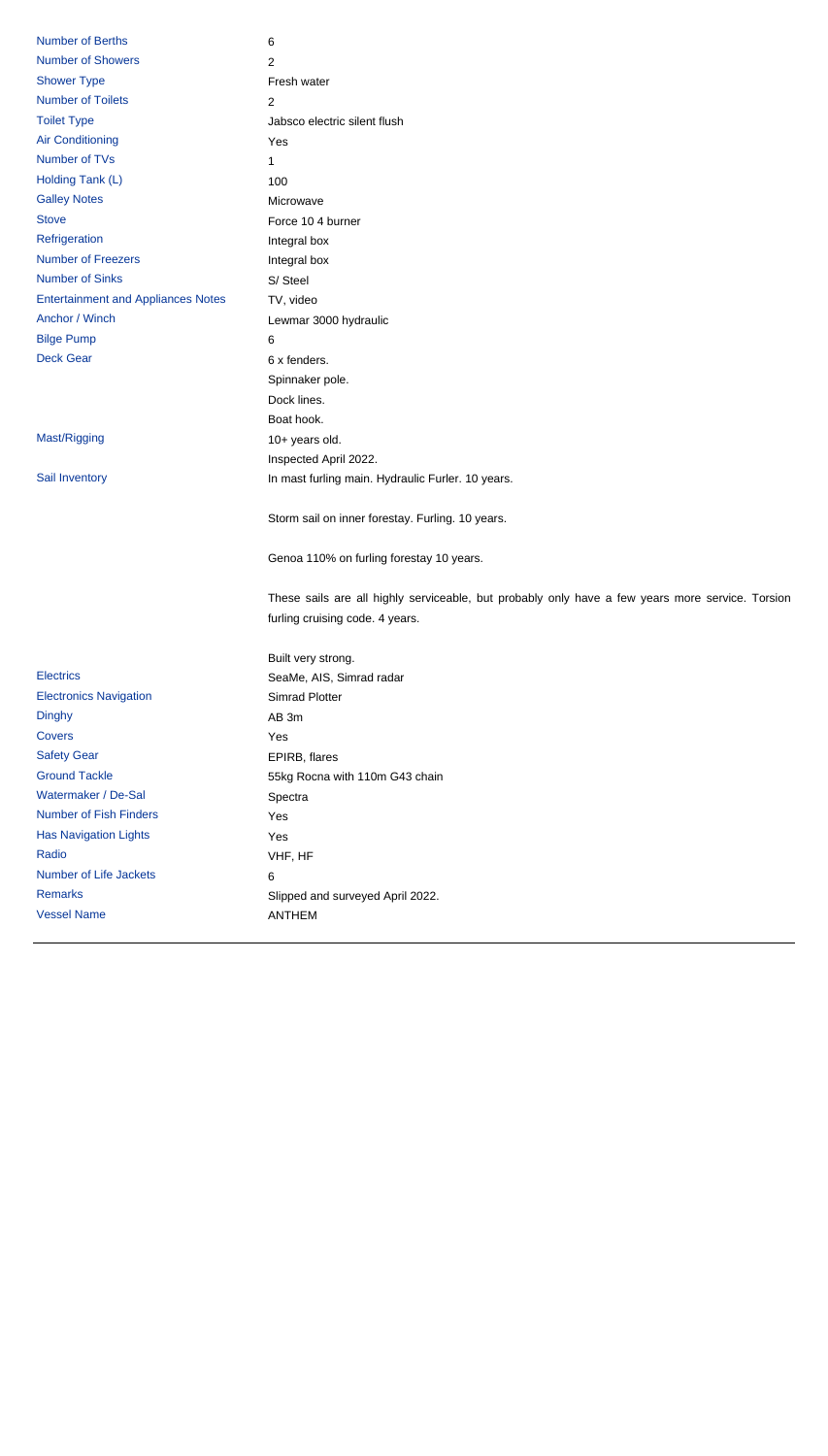| | |
|---|---|
| Number of Berths | 6 |
| Number of Showers | 2 |
| Shower Type | Fresh water |
| Number of Toilets | 2 |
| Toilet Type | Jabsco electric silent flush |
| Air Conditioning | Yes |
| Number of TVs | 1 |
| Holding Tank (L) | 100 |
| Galley Notes | Microwave |
| Stove | Force 10 4 burner |
| Refrigeration | Integral box |
| Number of Freezers | Integral box |
| Number of Sinks | S/ Steel |
| Entertainment and Appliances Notes | TV, video |
| Anchor / Winch | Lewmar 3000 hydraulic |
| Bilge Pump | 6 |
| Deck Gear | 6 x fenders.<br>Spinnaker pole.<br>Dock lines.<br>Boat hook. |
| Mast/Rigging | 10+ years old.<br>Inspected April 2022. |
| Sail Inventory | In mast furling main. Hydraulic Furler. 10 years.<br><br>Storm sail on inner forestay. Furling. 10 years.<br><br>Genoa 110% on furling forestay 10 years.<br><br>These sails are all highly serviceable, but probably only have a few years more service. Torsion furling cruising code. 4 years.<br><br>Built very strong. |
| Electrics | SeaMe, AIS, Simrad radar |
| Electronics Navigation | Simrad Plotter |
| Dinghy | AB 3m |
| Covers | Yes |
| Safety Gear | EPIRB, flares |
| Ground Tackle | 55kg Rocna with 110m G43 chain |
| Watermaker / De-Sal | Spectra |
| Number of Fish Finders | Yes |
| Has Navigation Lights | Yes |
| Radio | VHF, HF |
| Number of Life Jackets | 6 |
| Remarks | Slipped and surveyed April 2022. |
| Vessel Name | ANTHEM |